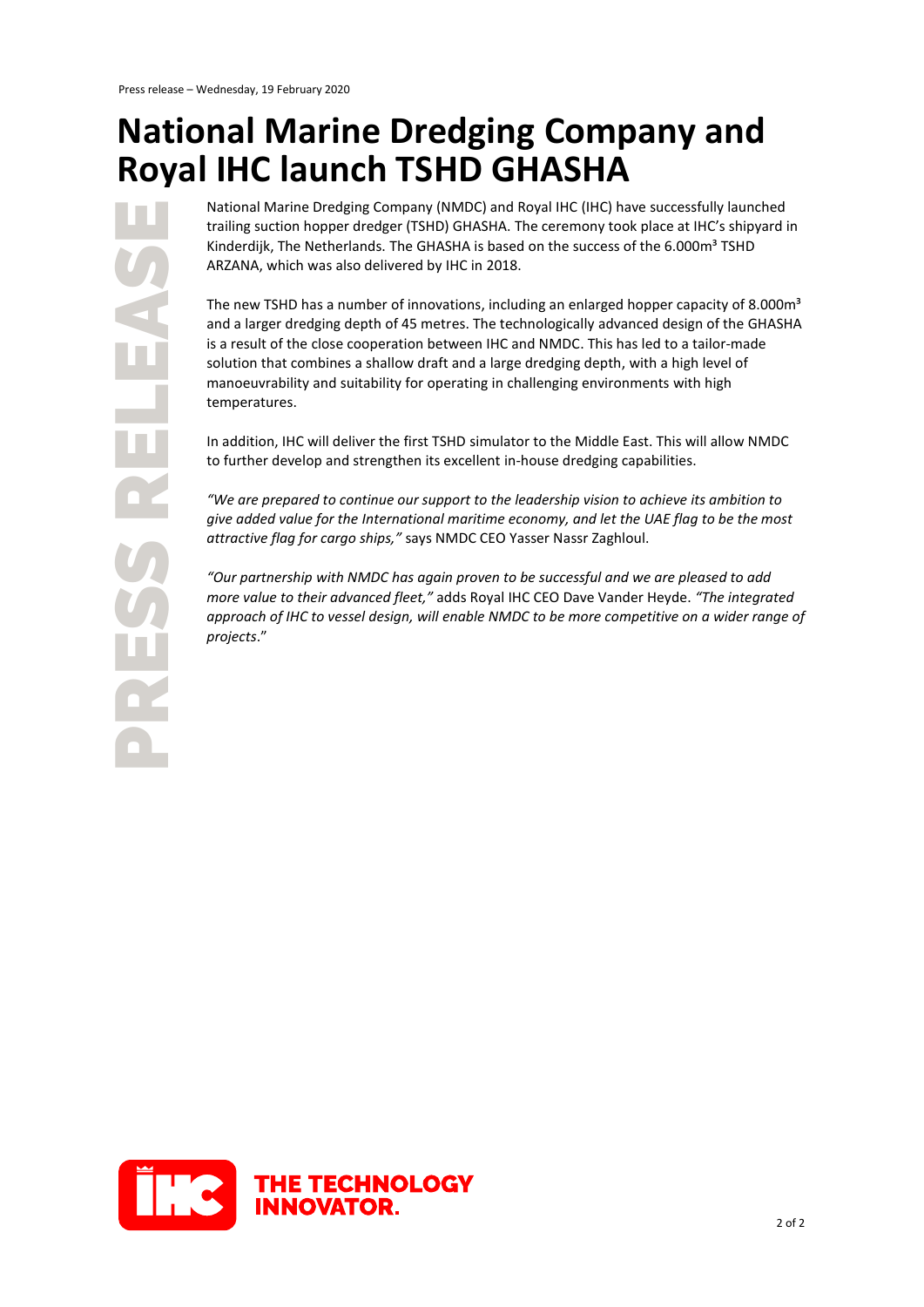Press release – Wednesday, 19 February 2020

# National Marine Dredging Company and Royal IHC launch TSHD GHASHA

National Marine Dredging Company (NMDC) and Royal IHC (IHC) have successfully launched trailing suction hopper dredger (TSHD) GHASHA. The ceremony took place at IHC's shipyard in Kinderdijk, The Netherlands. The GHASHA is based on the success of the 6.000m³ TSHD ARZANA, which was also delivered by IHC in 2018.

The new TSHD has a number of innovations, including an enlarged hopper capacity of 8.000m³ and a larger dredging depth of 45 metres. The technologically advanced design of the GHASHA is a result of the close cooperation between IHC and NMDC. This has led to a tailor-made solution that combines a shallow draft and a large dredging depth, with a high level of manoeuvrability and suitability for operating in challenging environments with high temperatures.

In addition, IHC will deliver the first TSHD simulator to the Middle East. This will allow NMDC to further develop and strengthen its excellent in-house dredging capabilities.

*"We are prepared to continue our support to the leadership vision to achieve its ambition to give added value for the International maritime economy, and let the UAE flag to be the most attractive flag for cargo ships,"* says NMDC CEO Yasser Nassr Zaghloul.

*"Our partnership with NMDC has again proven to be successful and we are pleased to add more value to their advanced fleet,"* adds Royal IHC CEO Dave Vander Heyde. *"The integrated approach of IHC to vessel design, will enable NMDC to be more competitive on a wider range of projects*."

THE TECHNOLOGY INNOVATOR.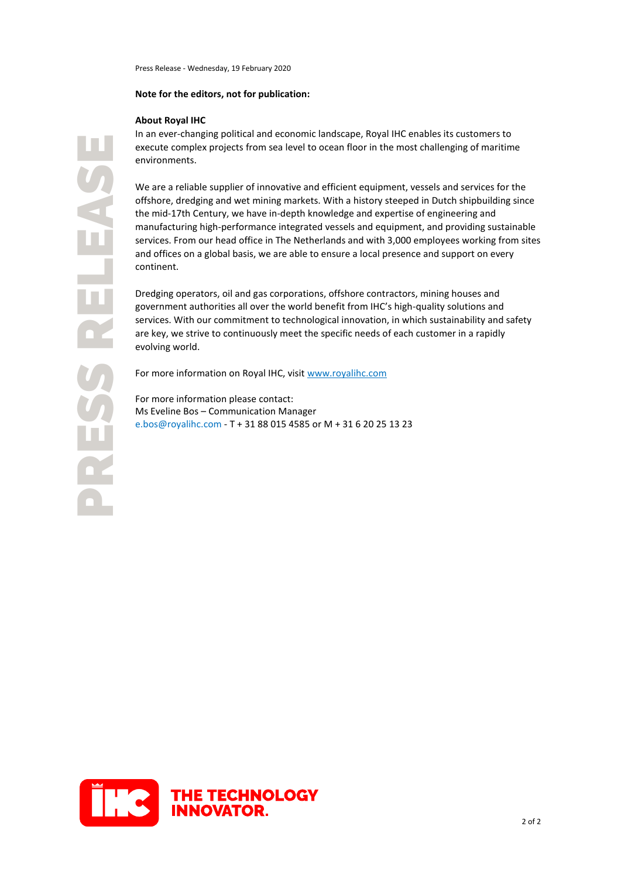Press Release - Wednesday, 19 February 2020

**Note for the editors, not for publication:**

**About Royal IHC**

In an ever-changing political and economic landscape, Royal IHC enables its customers to execute complex projects from sea level to ocean floor in the most challenging of maritime environments.

We are a reliable supplier of innovative and efficient equipment, vessels and services for the offshore, dredging and wet mining markets. With a history steeped in Dutch shipbuilding since the mid-17th Century, we have in-depth knowledge and expertise of engineering and manufacturing high-performance integrated vessels and equipment, and providing sustainable services. From our head office in The Netherlands and with 3,000 employees working from sites and offices on a global basis, we are able to ensure a local presence and support on every continent.

Dredging operators, oil and gas corporations, offshore contractors, mining houses and government authorities all over the world benefit from IHC's high-quality solutions and services. With our commitment to technological innovation, in which sustainability and safety are key, we strive to continuously meet the specific needs of each customer in a rapidly evolving world.

For more information on Royal IHC, visit www.royalihc.com

For more information please contact:
Ms Eveline Bos – Communication Manager
e.bos@royalihc.com - T + 31 88 015 4585 or M + 31 6 20 25 13 23

THE TECHNOLOGY INNOVATOR.